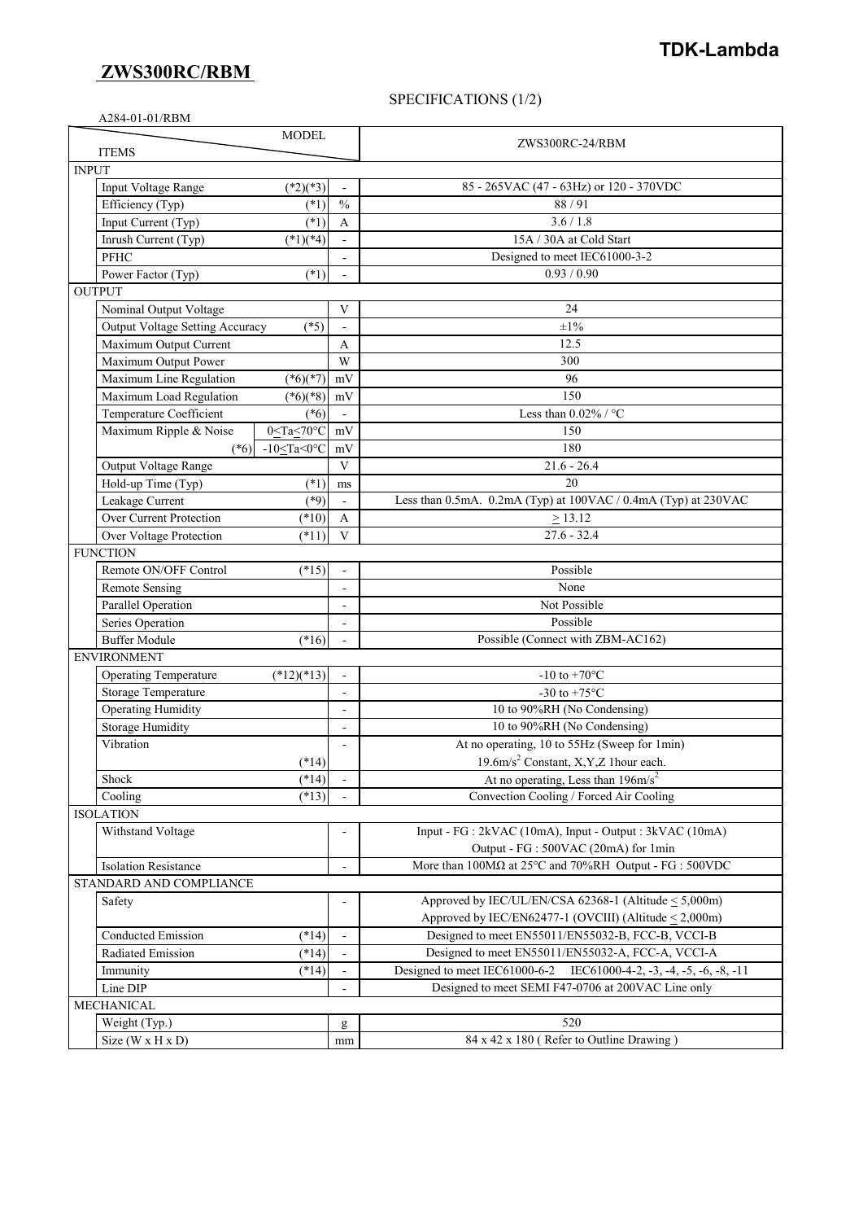**TDK-Lambda**

# ZWS300RC/RBM

SPECIFICATIONS (1/2)

A284-01-01/RBM

| ITEMS / MODEL | | | ZWS300RC-24/RBM |
|---|---|---|---|
| **INPUT** | | | |
| Input Voltage Range | (*2)(*3) | - | 85 - 265VAC (47 - 63Hz) or 120 - 370VDC |
| Efficiency (Typ) | (*1) | % | 88 / 91 |
| Input Current (Typ) | (*1) | A | 3.6 / 1.8 |
| Inrush Current (Typ) | (*1)(*4) | - | 15A / 30A at Cold Start |
| PFHC | | - | Designed to meet IEC61000-3-2 |
| Power Factor (Typ) | (*1) | - | 0.93 / 0.90 |
| **OUTPUT** | | | |
| Nominal Output Voltage | | V | 24 |
| Output Voltage Setting Accuracy | (*5) | - | ±1% |
| Maximum Output Current | | A | 12.5 |
| Maximum Output Power | | W | 300 |
| Maximum Line Regulation | (*6)(*7) | mV | 96 |
| Maximum Load Regulation | (*6)(*8) | mV | 150 |
| Temperature Coefficient | (*6) | - | Less than 0.02% / °C |
| Maximum Ripple & Noise | 0≤Ta≤70°C | mV | 150 |
| (*6) | -10≤Ta<0°C | mV | 180 |
| Output Voltage Range | | V | 21.6 - 26.4 |
| Hold-up Time (Typ) | (*1) | ms | 20 |
| Leakage Current | (*9) | - | Less than 0.5mA. 0.2mA (Typ) at 100VAC / 0.4mA (Typ) at 230VAC |
| Over Current Protection | (*10) | A | ≥ 13.12 |
| Over Voltage Protection | (*11) | V | 27.6 - 32.4 |
| **FUNCTION** | | | |
| Remote ON/OFF Control | (*15) | - | Possible |
| Remote Sensing | | - | None |
| Parallel Operation | | - | Not Possible |
| Series Operation | | - | Possible |
| Buffer Module | (*16) | - | Possible (Connect with ZBM-AC162) |
| **ENVIRONMENT** | | | |
| Operating Temperature | (*12)(*13) | - | -10 to +70°C |
| Storage Temperature | | - | -30 to +75°C |
| Operating Humidity | | - | 10 to 90%RH (No Condensing) |
| Storage Humidity | | - | 10 to 90%RH (No Condensing) |
| Vibration | (*14) | - | At no operating, 10 to 55Hz (Sweep for 1min) 19.6m/s$^2$ Constant, X,Y,Z 1hour each. |
| Shock | (*14) | - | At no operating, Less than 196m/s$^2$ |
| Cooling | (*13) | - | Convection Cooling / Forced Air Cooling |
| **ISOLATION** | | | |
| Withstand Voltage | | - | Input - FG : 2kVAC (10mA), Input - Output : 3kVAC (10mA) Output - FG : 500VAC (20mA) for 1min |
| Isolation Resistance | | - | More than 100MΩ at 25°C and 70%RH Output - FG : 500VDC |
| **STANDARD AND COMPLIANCE** | | | |
| Safety | | - | Approved by IEC/UL/EN/CSA 62368-1 (Altitude ≤ 5,000m) Approved by IEC/EN62477-1 (OVCIII) (Altitude ≤ 2,000m) |
| Conducted Emission | (*14) | - | Designed to meet EN55011/EN55032-B, FCC-B, VCCI-B |
| Radiated Emission | (*14) | - | Designed to meet EN55011/EN55032-A, FCC-A, VCCI-A |
| Immunity | (*14) | - | Designed to meet IEC61000-6-2 IEC61000-4-2, -3, -4, -5, -6, -8, -11 |
| Line DIP | | - | Designed to meet SEMI F47-0706 at 200VAC Line only |
| **MECHANICAL** | | | |
| Weight (Typ.) | | g | 520 |
| Size (W x H x D) | | mm | 84 x 42 x 180 ( Refer to Outline Drawing ) |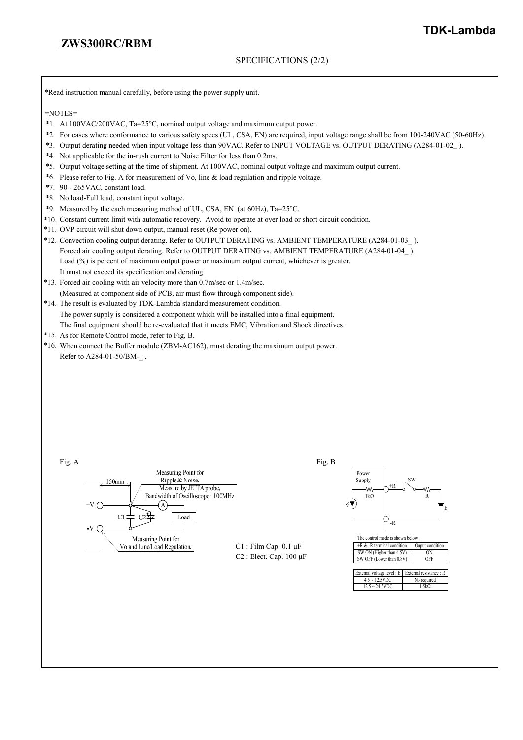**ZWS300RC/RBM**

SPECIFICATIONS (2/2)

*Read instruction manual carefully, before using the power supply unit.

=NOTES=

*1. At 100VAC/200VAC, Ta=25°C, nominal output voltage and maximum output power.

*2. For cases where conformance to various safety specs (UL, CSA, EN) are required, input voltage range shall be from 100-240VAC (50-60Hz).

*3. Output derating needed when input voltage less than 90VAC. Refer to INPUT VOLTAGE vs. OUTPUT DERATING (A284-01-02_ ).

*4. Not applicable for the in-rush current to Noise Filter for less than 0.2ms.

*5. Output voltage setting at the time of shipment. At 100VAC, nominal output voltage and maximum output current.

*6. Please refer to Fig. A for measurement of Vo, line & load regulation and ripple voltage.

*7. 90 - 265VAC, constant load.

*8. No load-Full load, constant input voltage.

*9. Measured by the each measuring method of UL, CSA, EN (at 60Hz), Ta=25°C.

*10. Constant current limit with automatic recovery. Avoid to operate at over load or short circuit condition.

*11. OVP circuit will shut down output, manual reset (Re power on).

*12. Convection cooling output derating. Refer to OUTPUT DERATING vs. AMBIENT TEMPERATURE (A284-01-03_ ).
Forced air cooling output derating. Refer to OUTPUT DERATING vs. AMBIENT TEMPERATURE (A284-01-04_ ).
Load (%) is percent of maximum output power or maximum output current, whichever is greater.
It must not exceed its specification and derating.

*13. Forced air cooling with air velocity more than 0.7m/sec or 1.4m/sec.
(Measured at component side of PCB, air must flow through component side).

*14. The result is evaluated by TDK-Lambda standard measurement condition.
The power supply is considered a component which will be installed into a final equipment.
The final equipment should be re-evaluated that it meets EMC, Vibration and Shock directives.

*15. As for Remote Control mode, refer to Fig, B.

*16. When connect the Buffer module (ZBM-AC162), must derating the maximum output power.
Refer to A284-01-50/BM-_ .

Fig. A

150mm

Measuring Point for Ripple & Noise.
Measure by JEITA probe.
Bandwidth of Oscilloscope : 100MHz

+V

-V

C1

C2

A

Load

Measuring Point for Vo and Line/Load Regulation.

C1 : Film Cap. 0.1 μF
C2 : Elect. Cap. 100 μF

Fig. B

Power Supply

+R

-R

1kΩ

SW

R

E

The control mode is shown below.

| +R & -R terminal condition | Ouput condition |
|---|---|
| SW ON (Higher than 4.5V) | ON |
| SW OFF (Lower than 0.8V) | OFF |

| External voltage level : E | External resistance : R |
|---|---|
| 4.5 ~ 12.5VDC | No required |
| 12.5 ~ 24.5VDC | 1.5kΩ |